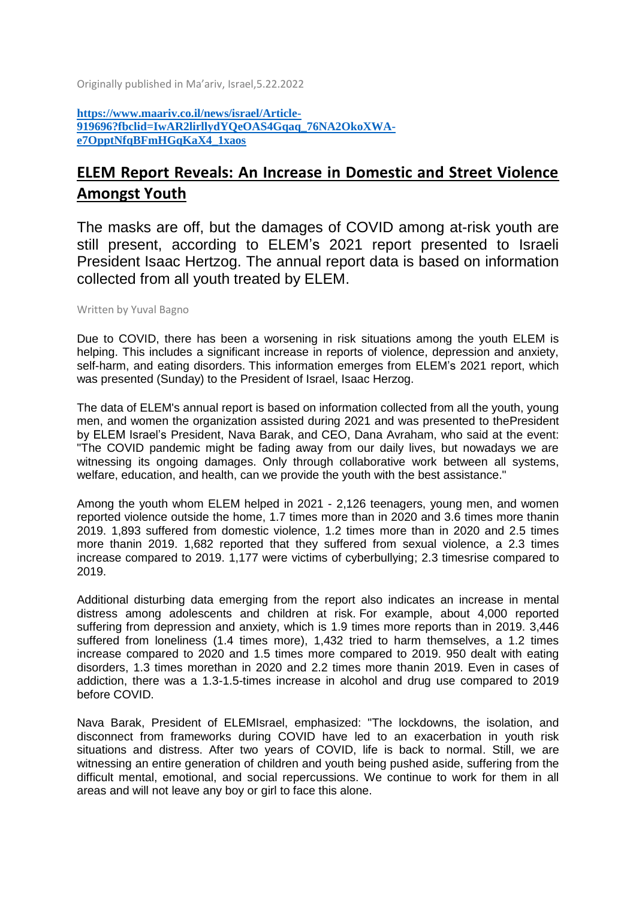Originally published in Ma'ariv, Israel,5.22.2022

**[https://www.maariv.co.il/news/israel/Article-919696?fbclid=IwAR2lirllydYQeOAS4Gqaq_76NA2OkoXWA-e7OpptNfqBFmHGqKaX4_1xaos](https://www.maariv.co.il/news/israel/Article-919696?fbclid=IwAR2lirllydYQeOAS4Gqaq_76NA2OkoXWA-e7OpptNfqBFmHGqKaX4_1xaos)**

# ELEM Report Reveals: An Increase in Domestic and Street Violence Amongst Youth

The masks are off, but the damages of COVID among at-risk youth are still present, according to ELEM's 2021 report presented to Israeli President Isaac Hertzog. The annual report data is based on information collected from all youth treated by ELEM.

Written by Yuval Bagno

Due to COVID, there has been a worsening in risk situations among the youth ELEM is helping. This includes a significant increase in reports of violence, depression and anxiety, self-harm, and eating disorders. This information emerges from ELEM's 2021 report, which was presented (Sunday) to the President of Israel, Isaac Herzog.

The data of ELEM's annual report is based on information collected from all the youth, young men, and women the organization assisted during 2021 and was presented to thePresident by ELEM Israel's President, Nava Barak, and CEO, Dana Avraham, who said at the event: "The COVID pandemic might be fading away from our daily lives, but nowadays we are witnessing its ongoing damages. Only through collaborative work between all systems, welfare, education, and health, can we provide the youth with the best assistance."

Among the youth whom ELEM helped in 2021 - 2,126 teenagers, young men, and women reported violence outside the home, 1.7 times more than in 2020 and 3.6 times more thanin 2019. 1,893 suffered from domestic violence, 1.2 times more than in 2020 and 2.5 times more thanin 2019. 1,682 reported that they suffered from sexual violence, a 2.3 times increase compared to 2019. 1,177 were victims of cyberbullying; 2.3 timesrise compared to 2019.

Additional disturbing data emerging from the report also indicates an increase in mental distress among adolescents and children at risk. For example, about 4,000 reported suffering from depression and anxiety, which is 1.9 times more reports than in 2019. 3,446 suffered from loneliness (1.4 times more), 1,432 tried to harm themselves, a 1.2 times increase compared to 2020 and 1.5 times more compared to 2019. 950 dealt with eating disorders, 1.3 times morethan in 2020 and 2.2 times more thanin 2019. Even in cases of addiction, there was a 1.3-1.5-times increase in alcohol and drug use compared to 2019 before COVID.

Nava Barak, President of ELEMIsrael, emphasized: "The lockdowns, the isolation, and disconnect from frameworks during COVID have led to an exacerbation in youth risk situations and distress. After two years of COVID, life is back to normal. Still, we are witnessing an entire generation of children and youth being pushed aside, suffering from the difficult mental, emotional, and social repercussions. We continue to work for them in all areas and will not leave any boy or girl to face this alone.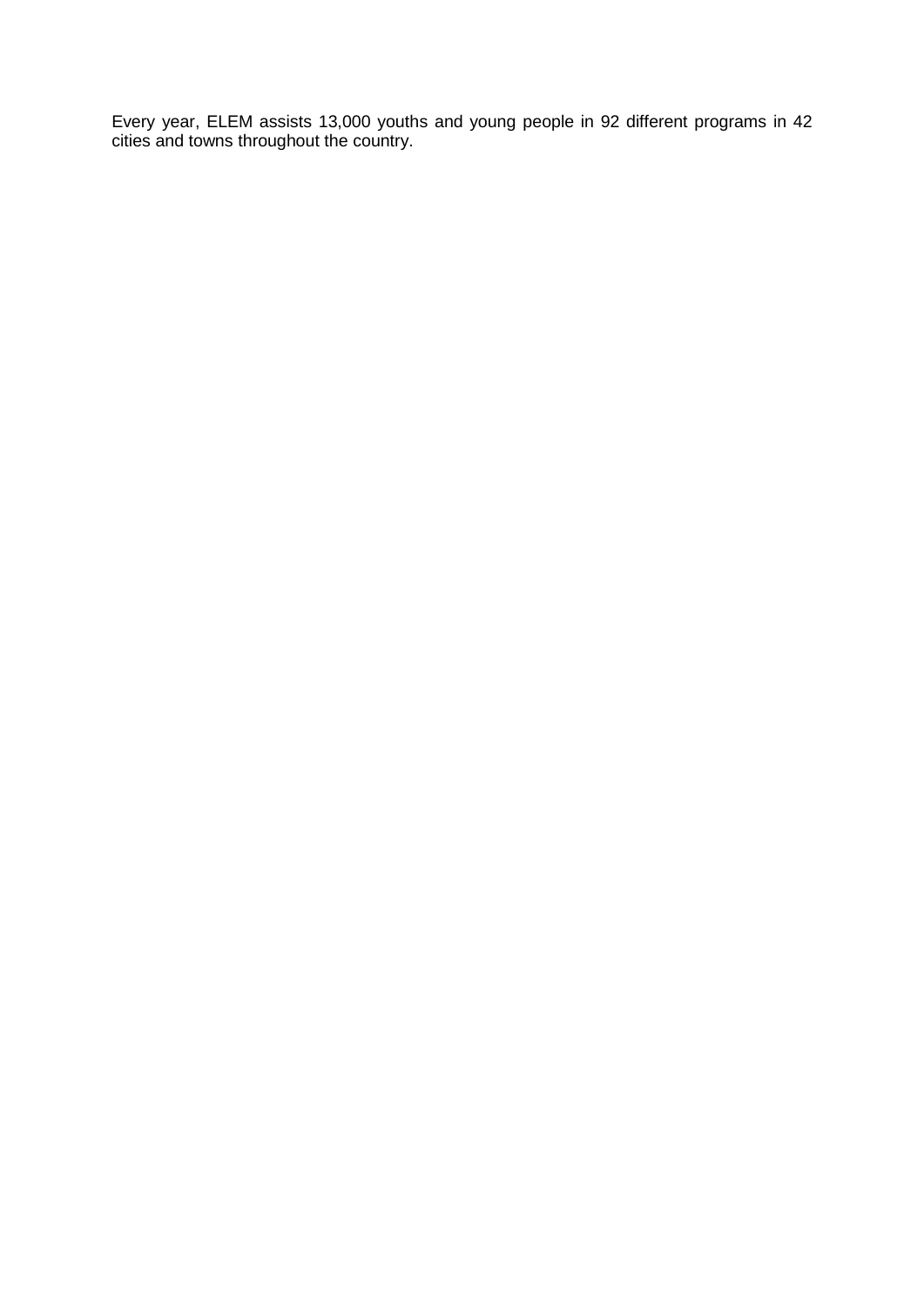Every year, ELEM assists 13,000 youths and young people in 92 different programs in 42 cities and towns throughout the country.